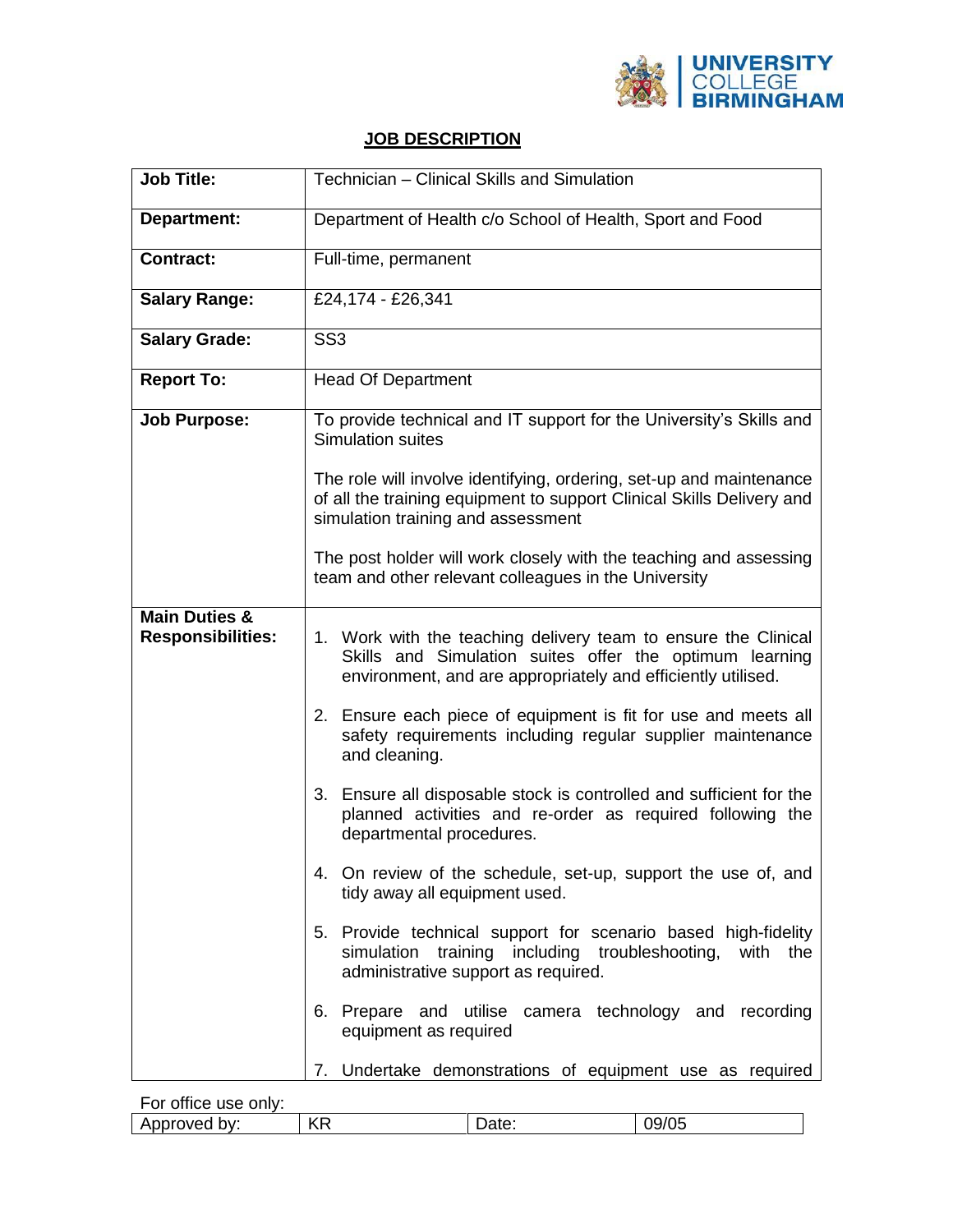# JOB DESCRIPTION

| | |
|---|---|
| **Job Title:** | Technician – Clinical Skills and Simulation |
| **Department:** | Department of Health c/o School of Health, Sport and Food |
| **Contract:** | Full-time, permanent |
| **Salary Range:** | £24,174 - £26,341 |
| **Salary Grade:** | SS3 |
| **Report To:** | Head Of Department |
| **Job Purpose:** | To provide technical and IT support for the University's Skills and Simulation suites<br><br>The role will involve identifying, ordering, set-up and maintenance of all the training equipment to support Clinical Skills Delivery and simulation training and assessment<br><br>The post holder will work closely with the teaching and assessing team and other relevant colleagues in the University |
| **Main Duties & Responsibilities:** | 1. Work with the teaching delivery team to ensure the Clinical Skills and Simulation suites offer the optimum learning environment, and are appropriately and efficiently utilised.<br><br>2. Ensure each piece of equipment is fit for use and meets all safety requirements including regular supplier maintenance and cleaning.<br><br>3. Ensure all disposable stock is controlled and sufficient for the planned activities and re-order as required following the departmental procedures.<br><br>4. On review of the schedule, set-up, support the use of, and tidy away all equipment used.<br><br>5. Provide technical support for scenario based high-fidelity simulation training including troubleshooting, with the administrative support as required.<br><br>6. Prepare and utilise camera technology and recording equipment as required<br><br>7. Undertake demonstrations of equipment use as required |

For office use only:

| Approved by: | KR | Date: | 09/05 |
|---|---|---|---|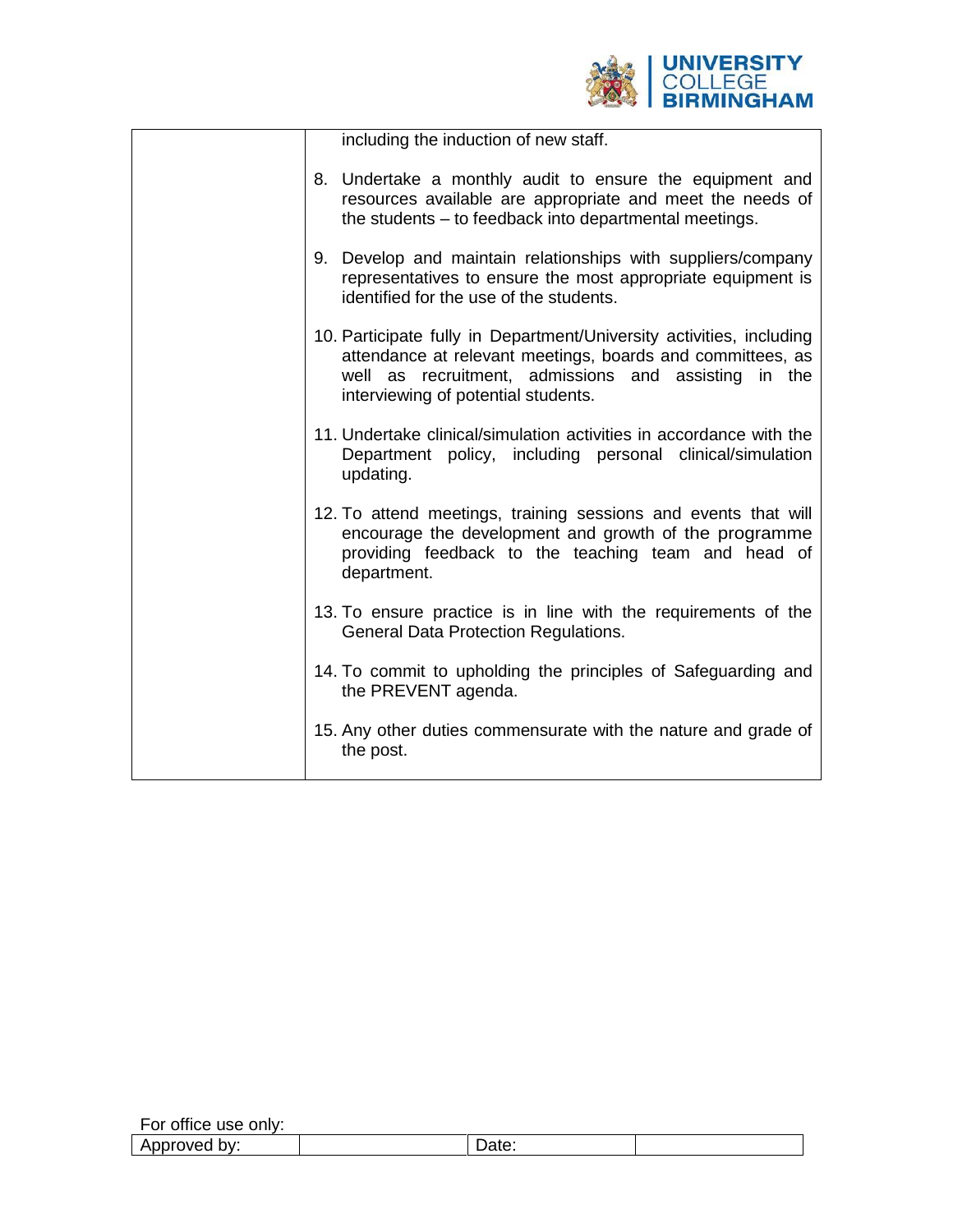| | |
|---|---|
| | including the induction of new staff.<br><br>8. Undertake a monthly audit to ensure the equipment and resources available are appropriate and meet the needs of the students – to feedback into departmental meetings.<br><br>9. Develop and maintain relationships with suppliers/company representatives to ensure the most appropriate equipment is identified for the use of the students.<br><br>10. Participate fully in Department/University activities, including attendance at relevant meetings, boards and committees, as well as recruitment, admissions and assisting in the interviewing of potential students.<br><br>11. Undertake clinical/simulation activities in accordance with the Department policy, including personal clinical/simulation updating.<br><br>12. To attend meetings, training sessions and events that will encourage the development and growth of the programme providing feedback to the teaching team and head of department.<br><br>13. To ensure practice is in line with the requirements of the General Data Protection Regulations.<br><br>14. To commit to upholding the principles of Safeguarding and the PREVENT agenda.<br><br>15. Any other duties commensurate with the nature and grade of the post. |

For office use only:

| Approved by: | | Date: | |
|---|---|---|---|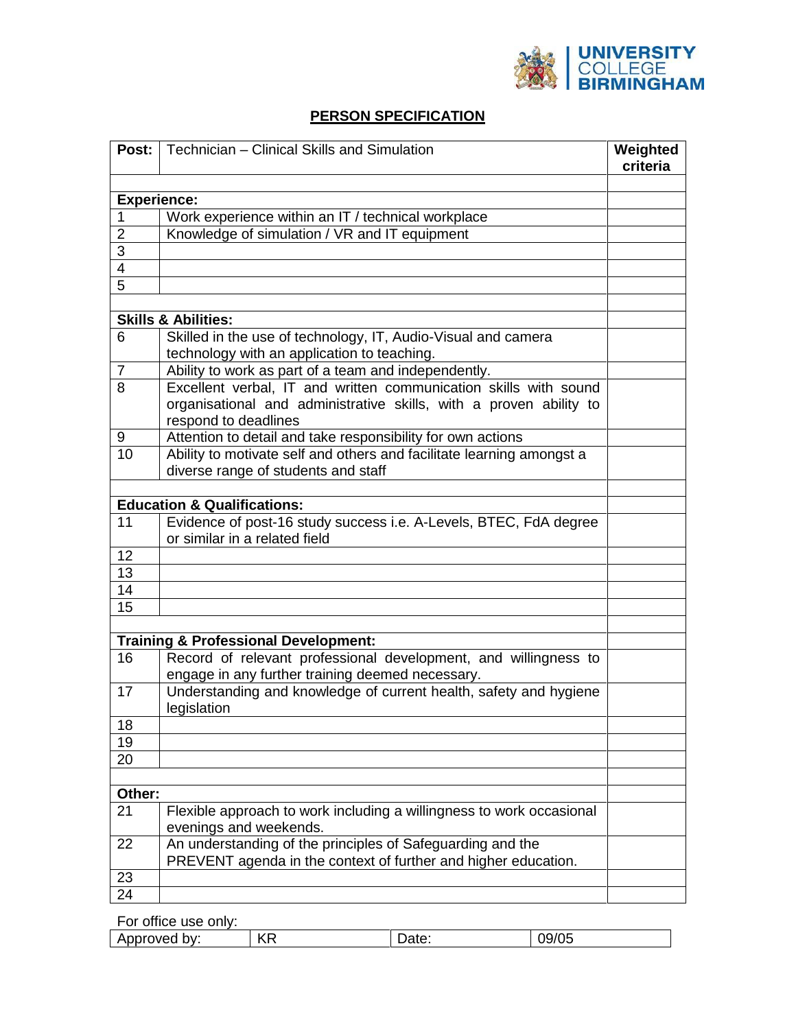UNIVERSITY COLLEGE BIRMINGHAM

## PERSON SPECIFICATION

| Post: | Technician – Clinical Skills and Simulation | Weighted criteria |
|---|---|---|
| | | |
| **Experience:** | | |
| 1 | Work experience within an IT / technical workplace | |
| 2 | Knowledge of simulation / VR and IT equipment | |
| 3 | | |
| 4 | | |
| 5 | | |
| | | |
| **Skills & Abilities:** | | |
| 6 | Skilled in the use of technology, IT, Audio-Visual and camera technology with an application to teaching. | |
| 7 | Ability to work as part of a team and independently. | |
| 8 | Excellent verbal, IT and written communication skills with sound organisational and administrative skills, with a proven ability to respond to deadlines | |
| 9 | Attention to detail and take responsibility for own actions | |
| 10 | Ability to motivate self and others and facilitate learning amongst a diverse range of students and staff | |
| | | |
| **Education & Qualifications:** | | |
| 11 | Evidence of post-16 study success i.e. A-Levels, BTEC, FdA degree or similar in a related field | |
| 12 | | |
| 13 | | |
| 14 | | |
| 15 | | |
| | | |
| **Training & Professional Development:** | | |
| 16 | Record of relevant professional development, and willingness to engage in any further training deemed necessary. | |
| 17 | Understanding and knowledge of current health, safety and hygiene legislation | |
| 18 | | |
| 19 | | |
| 20 | | |
| | | |
| **Other:** | | |
| 21 | Flexible approach to work including a willingness to work occasional evenings and weekends. | |
| 22 | An understanding of the principles of Safeguarding and the PREVENT agenda in the context of further and higher education. | |
| 23 | | |
| 24 | | |

For office use only:

| Approved by: | KR | Date: | 09/05 |
|---|---|---|---|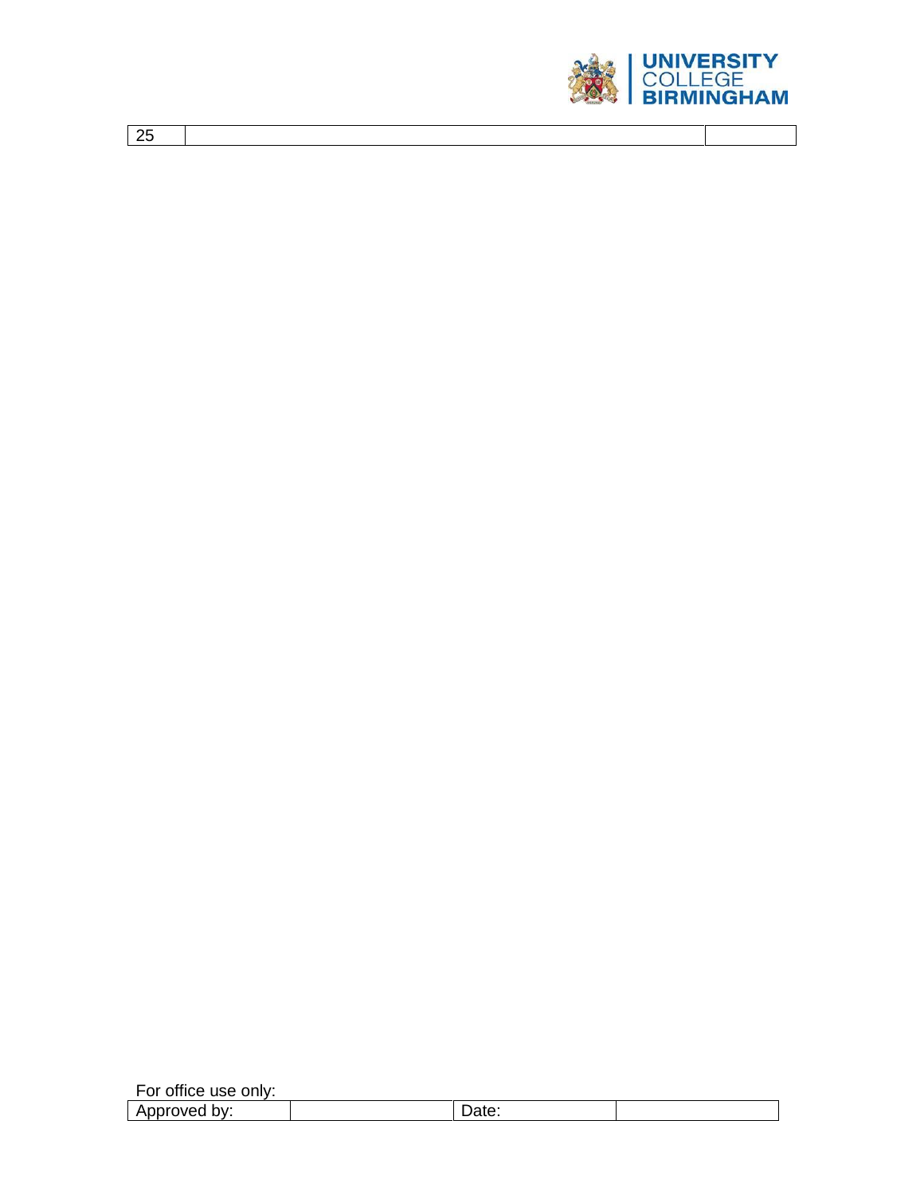| | | |
|---|---|---|
| 25 | | |

For office use only:

| | | | |
|---|---|---|---|
| Approved by: | | Date: | |